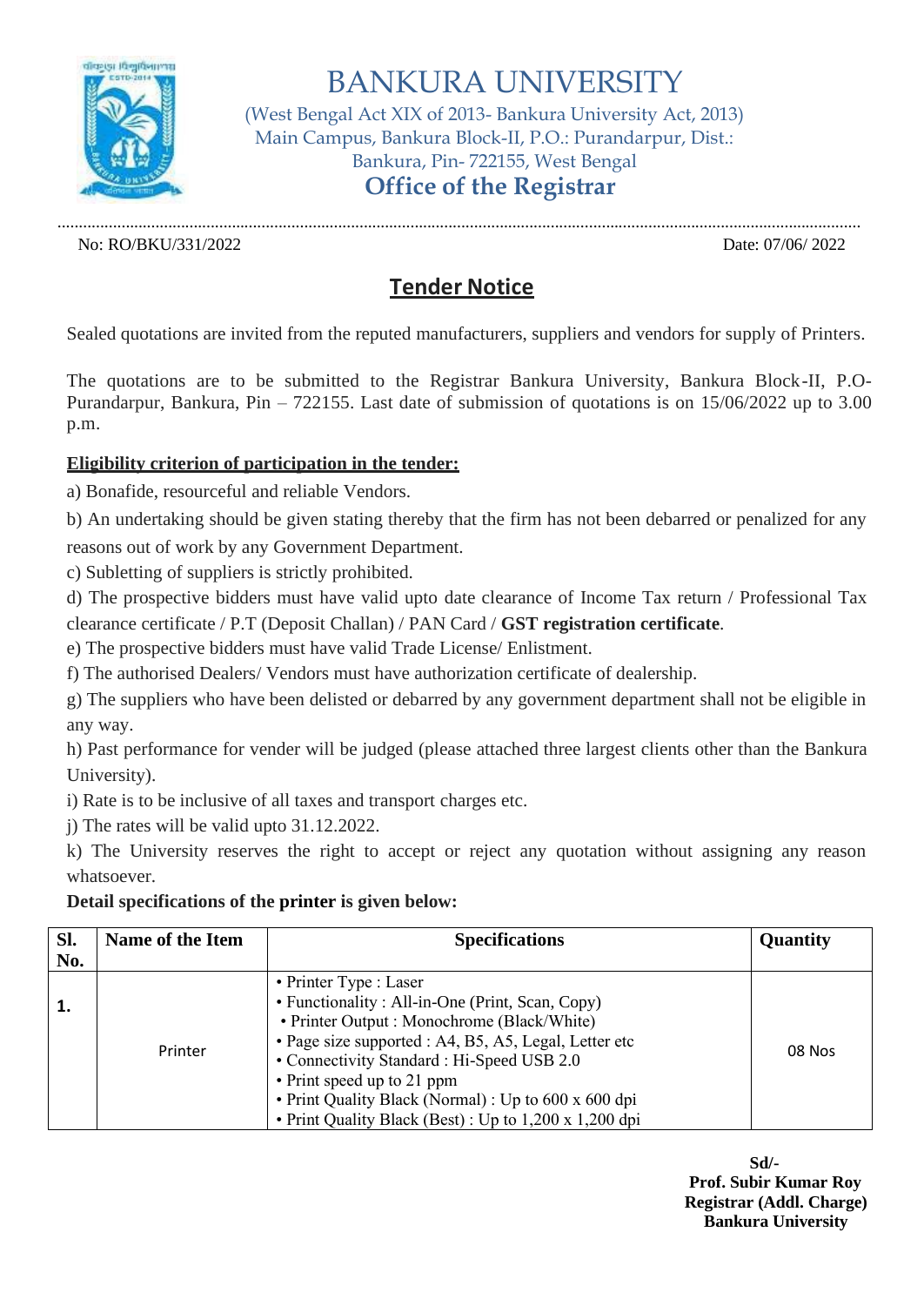# BANKURA UNIVERSITY

(West Bengal Act XIX of 2013- Bankura University Act, 2013)
Main Campus, Bankura Block-II, P.O.: Purandarpur, Dist.: Bankura, Pin- 722155, West Bengal

## Office of the Registrar

No: RO/BKU/331/2022 Date: 07/06/ 2022

## Tender Notice

Sealed quotations are invited from the reputed manufacturers, suppliers and vendors for supply of Printers.

The quotations are to be submitted to the Registrar Bankura University, Bankura Block-II, P.O-Purandarpur, Bankura, Pin – 722155. Last date of submission of quotations is on 15/06/2022 up to 3.00 p.m.

**Eligibility criterion of participation in the tender:**

a) Bonafide, resourceful and reliable Vendors.

b) An undertaking should be given stating thereby that the firm has not been debarred or penalized for any reasons out of work by any Government Department.

c) Subletting of suppliers is strictly prohibited.

d) The prospective bidders must have valid upto date clearance of Income Tax return / Professional Tax clearance certificate / P.T (Deposit Challan) / PAN Card / **GST registration certificate**.

e) The prospective bidders must have valid Trade License/ Enlistment.

f) The authorised Dealers/ Vendors must have authorization certificate of dealership.

g) The suppliers who have been delisted or debarred by any government department shall not be eligible in any way.

h) Past performance for vender will be judged (please attached three largest clients other than the Bankura University).

i) Rate is to be inclusive of all taxes and transport charges etc.

j) The rates will be valid upto 31.12.2022.

k) The University reserves the right to accept or reject any quotation without assigning any reason whatsoever.

**Detail specifications of the printer is given below:**

| Sl. No. | Name of the Item | Specifications | Quantity |
|---|---|---|---|
| 1. | Printer | • Printer Type : Laser<br>• Functionality : All-in-One (Print, Scan, Copy)<br>• Printer Output : Monochrome (Black/White)<br>• Page size supported : A4, B5, A5, Legal, Letter etc<br>• Connectivity Standard : Hi-Speed USB 2.0<br>• Print speed up to 21 ppm<br>• Print Quality Black (Normal) : Up to 600 x 600 dpi<br>• Print Quality Black (Best) : Up to 1,200 x 1,200 dpi | 08 Nos |

**Sd/-**
**Prof. Subir Kumar Roy**
**Registrar (Addl. Charge)**
**Bankura University**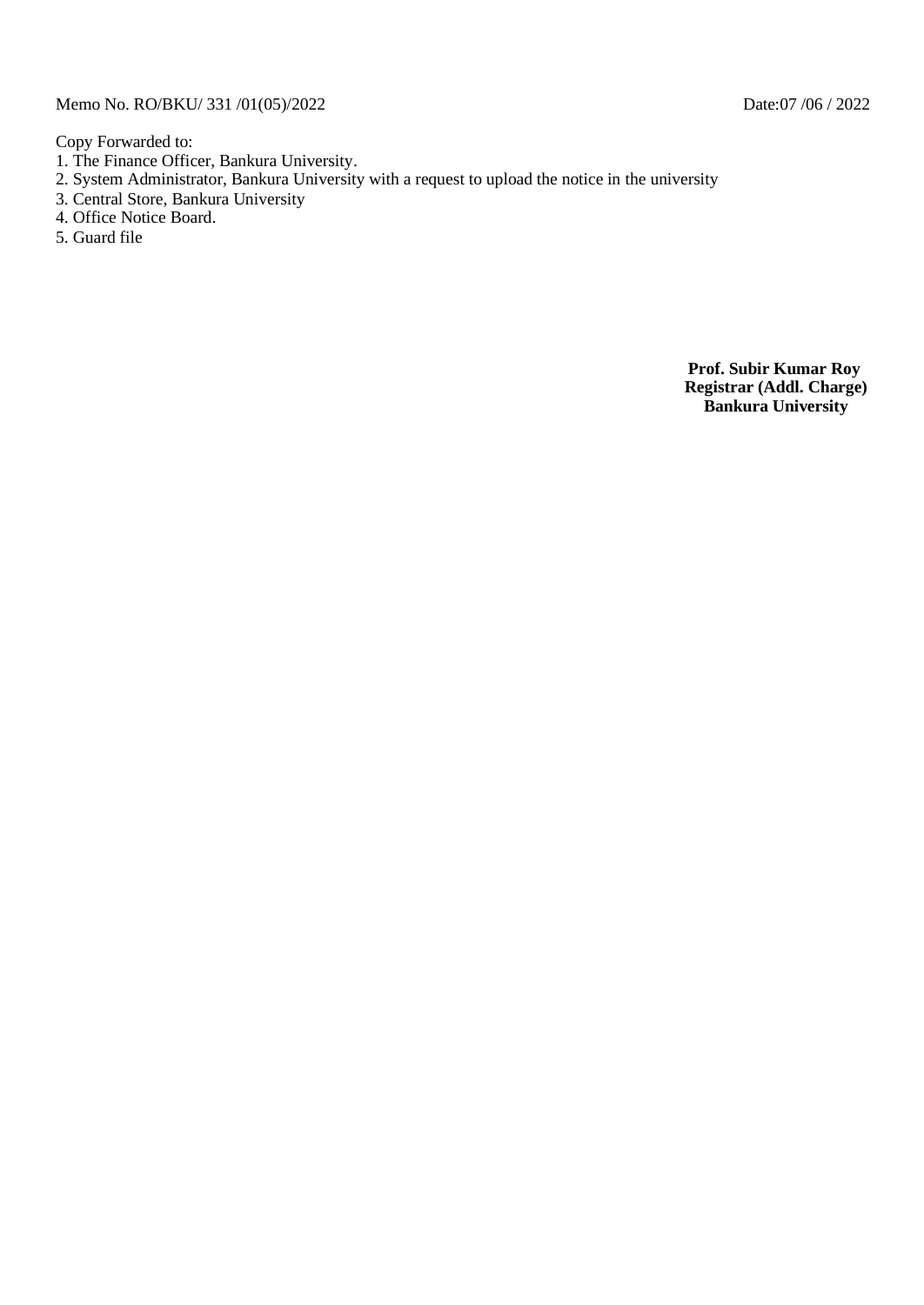Memo No. RO/BKU/ 331 /01(05)/2022 Date:07 /06 / 2022

Copy Forwarded to:

1. The Finance Officer, Bankura University.
2. System Administrator, Bankura University with a request to upload the notice in the university
3. Central Store, Bankura University
4. Office Notice Board.
5. Guard file

**Prof. Subir Kumar Roy**
**Registrar (Addl. Charge)**
**Bankura University**